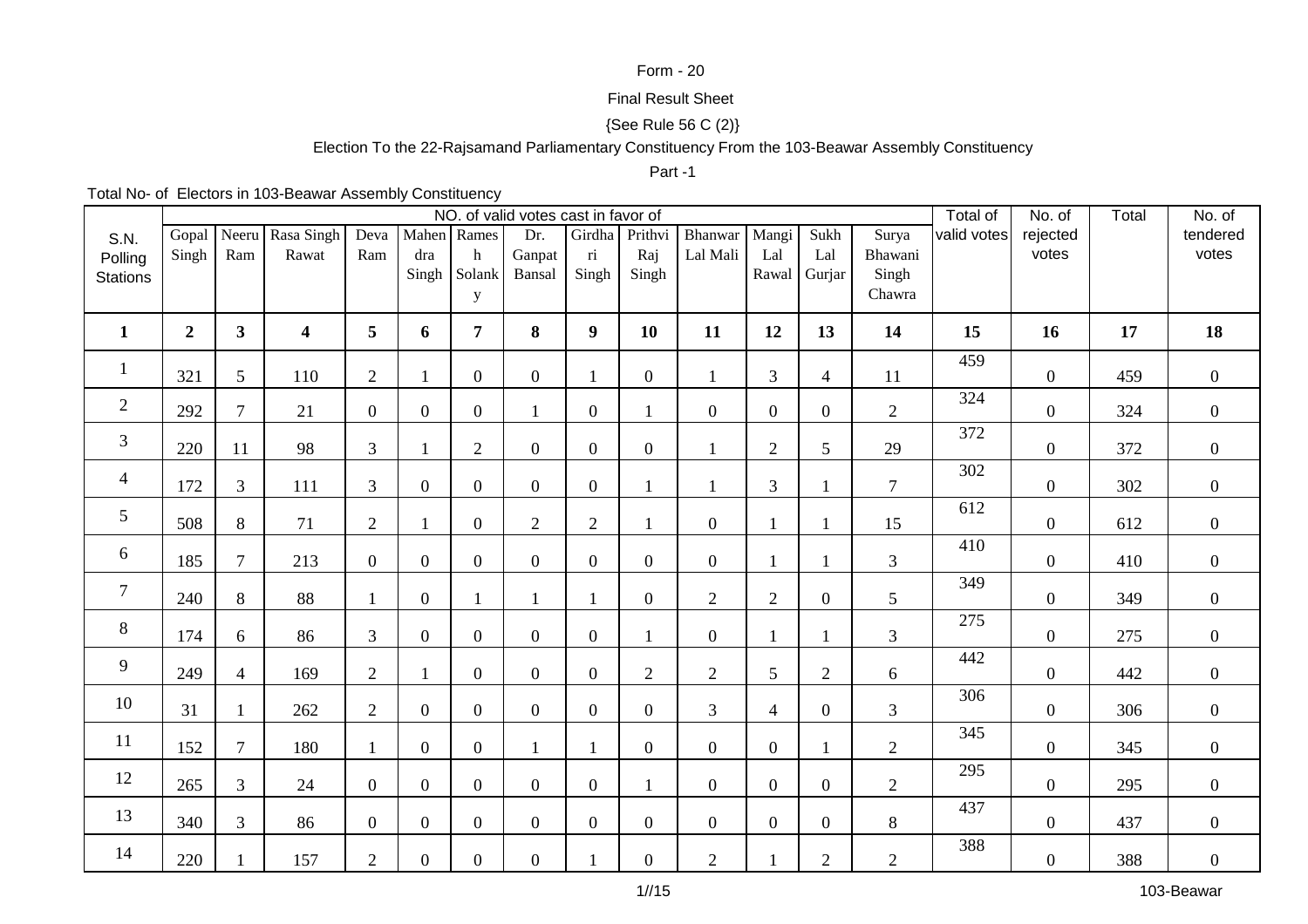Form - 20

Final Result Sheet

{See Rule 56 C (2)}

Election To the 22-Rajsamand Parliamentary Constituency From the 103-Beawar Assembly Constituency

Part -1

Total No- of Electors in 103-Beawar Assembly Constituency

| S.N. Polling Stations | NO. of valid votes cast in favor of | | | | | | | | | | | | | Total of valid votes | No. of rejected votes | Total | No. of tendered votes |
|---|---|---|---|---|---|---|---|---|---|---|---|---|---|---|---|---|---|
| | Gopal Singh | Neeru Ram | Rasa Singh Rawat | Deva Ram | Mahendra Singh | Ramesh Solanky | Dr. Ganpat Bansal | Girdhari Singh | Prithvi Raj Singh | Bhanwar Lal Mali | Mangi Lal Rawal | Sukh Lal Gurjar | Surya Bhawani Singh Chawra | | | | |
| **1** | **2** | **3** | **4** | **5** | **6** | **7** | **8** | **9** | **10** | **11** | **12** | **13** | **14** | **15** | **16** | **17** | **18** |
| 1 | 321 | 5 | 110 | 2 | 1 | 0 | 0 | 1 | 0 | 1 | 3 | 4 | 11 | 459 | 0 | 459 | 0 |
| 2 | 292 | 7 | 21 | 0 | 0 | 0 | 1 | 0 | 1 | 0 | 0 | 0 | 2 | 324 | 0 | 324 | 0 |
| 3 | 220 | 11 | 98 | 3 | 1 | 2 | 0 | 0 | 0 | 1 | 2 | 5 | 29 | 372 | 0 | 372 | 0 |
| 4 | 172 | 3 | 111 | 3 | 0 | 0 | 0 | 0 | 1 | 1 | 3 | 1 | 7 | 302 | 0 | 302 | 0 |
| 5 | 508 | 8 | 71 | 2 | 1 | 0 | 2 | 2 | 1 | 0 | 1 | 1 | 15 | 612 | 0 | 612 | 0 |
| 6 | 185 | 7 | 213 | 0 | 0 | 0 | 0 | 0 | 0 | 0 | 1 | 1 | 3 | 410 | 0 | 410 | 0 |
| 7 | 240 | 8 | 88 | 1 | 0 | 1 | 1 | 1 | 0 | 2 | 2 | 0 | 5 | 349 | 0 | 349 | 0 |
| 8 | 174 | 6 | 86 | 3 | 0 | 0 | 0 | 0 | 1 | 0 | 1 | 1 | 3 | 275 | 0 | 275 | 0 |
| 9 | 249 | 4 | 169 | 2 | 1 | 0 | 0 | 0 | 2 | 2 | 5 | 2 | 6 | 442 | 0 | 442 | 0 |
| 10 | 31 | 1 | 262 | 2 | 0 | 0 | 0 | 0 | 0 | 3 | 4 | 0 | 3 | 306 | 0 | 306 | 0 |
| 11 | 152 | 7 | 180 | 1 | 0 | 0 | 1 | 1 | 0 | 0 | 0 | 1 | 2 | 345 | 0 | 345 | 0 |
| 12 | 265 | 3 | 24 | 0 | 0 | 0 | 0 | 0 | 1 | 0 | 0 | 0 | 2 | 295 | 0 | 295 | 0 |
| 13 | 340 | 3 | 86 | 0 | 0 | 0 | 0 | 0 | 0 | 0 | 0 | 0 | 8 | 437 | 0 | 437 | 0 |
| 14 | 220 | 1 | 157 | 2 | 0 | 0 | 0 | 1 | 0 | 2 | 1 | 2 | 2 | 388 | 0 | 388 | 0 |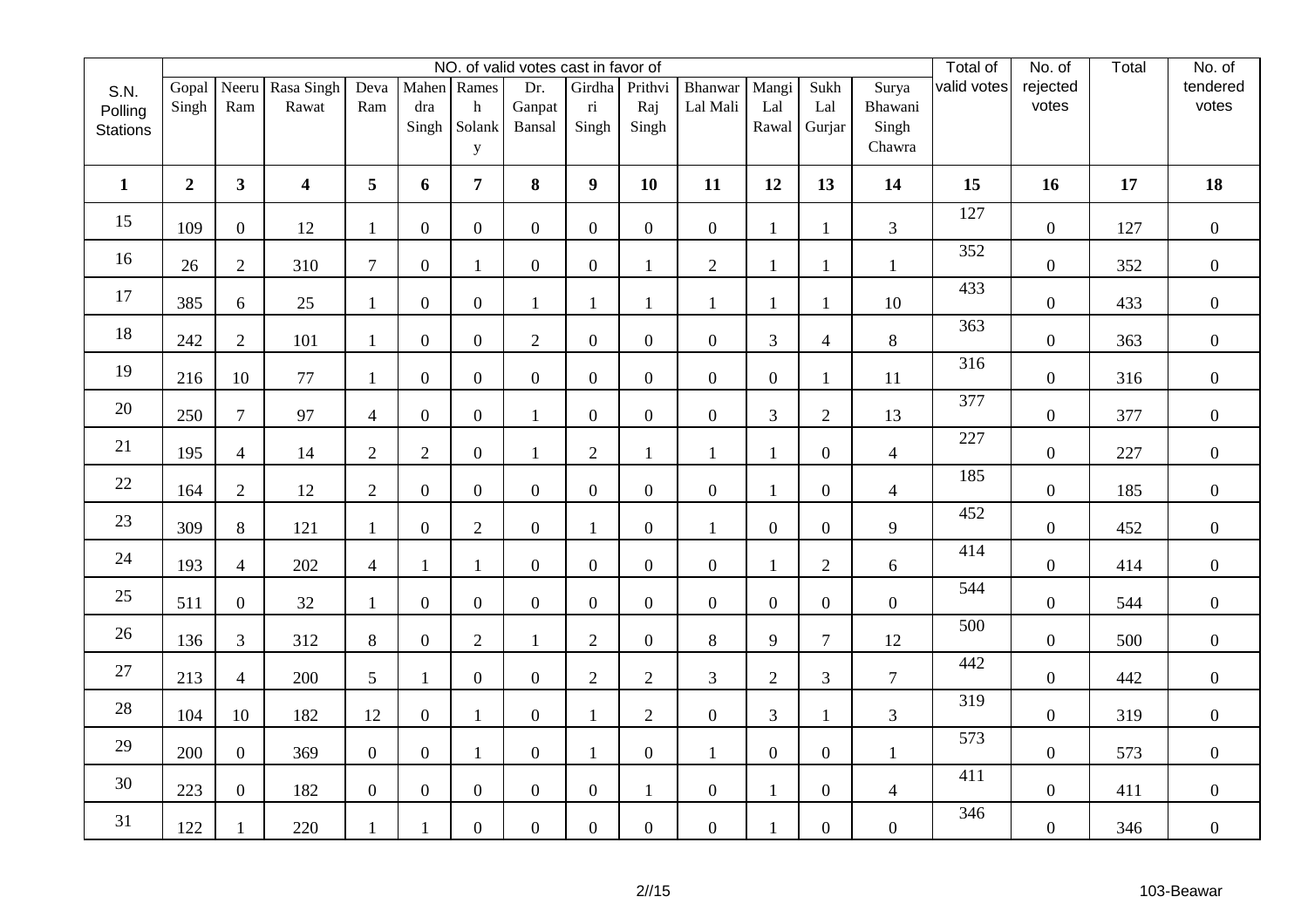| S.N. Polling Stations | NO. of valid votes cast in favor of | | | | | | | | | | | | | Total of valid votes | No. of rejected votes | Total | No. of tendered votes |
|---|---|---|---|---|---|---|---|---|---|---|---|---|---|---|---|---|---|
| | Gopal Singh | Neeru Ram | Rasa Singh Rawat | Deva Ram | Mahendra Singh | Ramesh Solanky | Dr. Ganpat Bansal | Girdhari Singh | Prithvi Raj Singh | Bhanwar Lal Mali | Mangi Lal Rawal | Sukh Lal Gurjar | Surya Bhawani Singh Chawra | | | | |
| **1** | **2** | **3** | **4** | **5** | **6** | **7** | **8** | **9** | **10** | **11** | **12** | **13** | **14** | **15** | **16** | **17** | **18** |
| 15 | 109 | 0 | 12 | 1 | 0 | 0 | 0 | 0 | 0 | 0 | 1 | 1 | 3 | 127 | 0 | 127 | 0 |
| 16 | 26 | 2 | 310 | 7 | 0 | 1 | 0 | 0 | 1 | 2 | 1 | 1 | 1 | 352 | 0 | 352 | 0 |
| 17 | 385 | 6 | 25 | 1 | 0 | 0 | 1 | 1 | 1 | 1 | 1 | 1 | 10 | 433 | 0 | 433 | 0 |
| 18 | 242 | 2 | 101 | 1 | 0 | 0 | 2 | 0 | 0 | 0 | 3 | 4 | 8 | 363 | 0 | 363 | 0 |
| 19 | 216 | 10 | 77 | 1 | 0 | 0 | 0 | 0 | 0 | 0 | 0 | 1 | 11 | 316 | 0 | 316 | 0 |
| 20 | 250 | 7 | 97 | 4 | 0 | 0 | 1 | 0 | 0 | 0 | 3 | 2 | 13 | 377 | 0 | 377 | 0 |
| 21 | 195 | 4 | 14 | 2 | 2 | 0 | 1 | 2 | 1 | 1 | 1 | 0 | 4 | 227 | 0 | 227 | 0 |
| 22 | 164 | 2 | 12 | 2 | 0 | 0 | 0 | 0 | 0 | 0 | 1 | 0 | 4 | 185 | 0 | 185 | 0 |
| 23 | 309 | 8 | 121 | 1 | 0 | 2 | 0 | 1 | 0 | 1 | 0 | 0 | 9 | 452 | 0 | 452 | 0 |
| 24 | 193 | 4 | 202 | 4 | 1 | 1 | 0 | 0 | 0 | 0 | 1 | 2 | 6 | 414 | 0 | 414 | 0 |
| 25 | 511 | 0 | 32 | 1 | 0 | 0 | 0 | 0 | 0 | 0 | 0 | 0 | 0 | 544 | 0 | 544 | 0 |
| 26 | 136 | 3 | 312 | 8 | 0 | 2 | 1 | 2 | 0 | 8 | 9 | 7 | 12 | 500 | 0 | 500 | 0 |
| 27 | 213 | 4 | 200 | 5 | 1 | 0 | 0 | 2 | 2 | 3 | 2 | 3 | 7 | 442 | 0 | 442 | 0 |
| 28 | 104 | 10 | 182 | 12 | 0 | 1 | 0 | 1 | 2 | 0 | 3 | 1 | 3 | 319 | 0 | 319 | 0 |
| 29 | 200 | 0 | 369 | 0 | 0 | 1 | 0 | 1 | 0 | 1 | 0 | 0 | 1 | 573 | 0 | 573 | 0 |
| 30 | 223 | 0 | 182 | 0 | 0 | 0 | 0 | 0 | 1 | 0 | 1 | 0 | 4 | 411 | 0 | 411 | 0 |
| 31 | 122 | 1 | 220 | 1 | 1 | 0 | 0 | 0 | 0 | 0 | 1 | 0 | 0 | 346 | 0 | 346 | 0 |

103-Beawar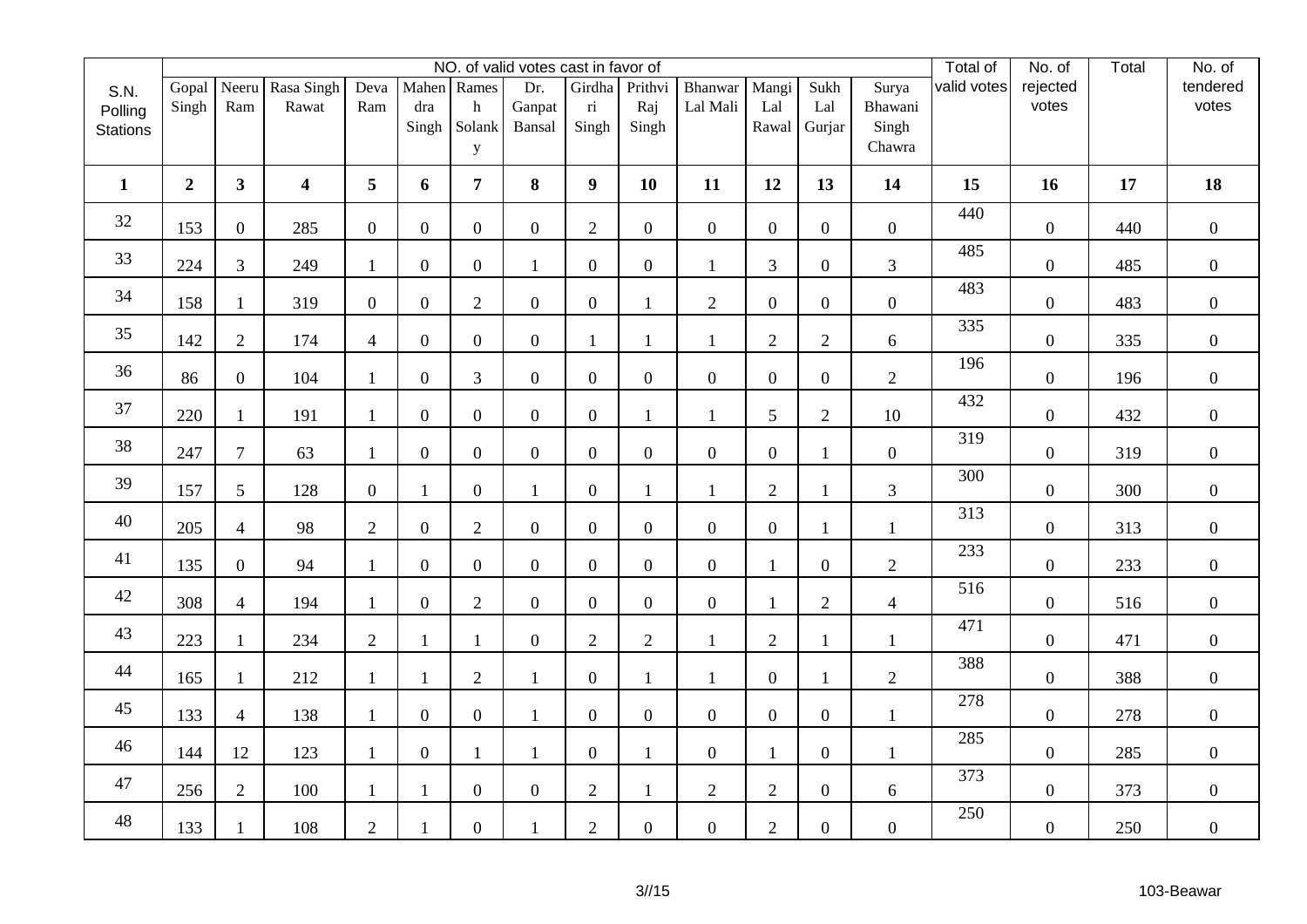| S.N. Polling Stations | NO. of valid votes cast in favor of | | | | | | | | | | | | | Total of valid votes | No. of rejected votes | Total | No. of tendered votes |
|---|---|---|---|---|---|---|---|---|---|---|---|---|---|---|---|---|---|
| | Gopal Singh | Neeru Ram | Rasa Singh Rawat | Deva Ram | Mahendra Singh | Ramesh Solanky | Dr. Ganpat Bansal | Girdhari Singh | Prithvi Raj Singh | Bhanwar Lal Mali | Mangi Lal Rawal | Sukh Lal Gurjar | Surya Bhawani Singh Chawra | | | | |
| **1** | **2** | **3** | **4** | **5** | **6** | **7** | **8** | **9** | **10** | **11** | **12** | **13** | **14** | **15** | **16** | **17** | **18** |
| 32 | 153 | 0 | 285 | 0 | 0 | 0 | 0 | 2 | 0 | 0 | 0 | 0 | 0 | 440 | 0 | 440 | 0 |
| 33 | 224 | 3 | 249 | 1 | 0 | 0 | 1 | 0 | 0 | 1 | 3 | 0 | 3 | 485 | 0 | 485 | 0 |
| 34 | 158 | 1 | 319 | 0 | 0 | 2 | 0 | 0 | 1 | 2 | 0 | 0 | 0 | 483 | 0 | 483 | 0 |
| 35 | 142 | 2 | 174 | 4 | 0 | 0 | 0 | 1 | 1 | 1 | 2 | 2 | 6 | 335 | 0 | 335 | 0 |
| 36 | 86 | 0 | 104 | 1 | 0 | 3 | 0 | 0 | 0 | 0 | 0 | 0 | 2 | 196 | 0 | 196 | 0 |
| 37 | 220 | 1 | 191 | 1 | 0 | 0 | 0 | 0 | 1 | 1 | 5 | 2 | 10 | 432 | 0 | 432 | 0 |
| 38 | 247 | 7 | 63 | 1 | 0 | 0 | 0 | 0 | 0 | 0 | 0 | 1 | 0 | 319 | 0 | 319 | 0 |
| 39 | 157 | 5 | 128 | 0 | 1 | 0 | 1 | 0 | 1 | 1 | 2 | 1 | 3 | 300 | 0 | 300 | 0 |
| 40 | 205 | 4 | 98 | 2 | 0 | 2 | 0 | 0 | 0 | 0 | 0 | 1 | 1 | 313 | 0 | 313 | 0 |
| 41 | 135 | 0 | 94 | 1 | 0 | 0 | 0 | 0 | 0 | 0 | 1 | 0 | 2 | 233 | 0 | 233 | 0 |
| 42 | 308 | 4 | 194 | 1 | 0 | 2 | 0 | 0 | 0 | 0 | 1 | 2 | 4 | 516 | 0 | 516 | 0 |
| 43 | 223 | 1 | 234 | 2 | 1 | 1 | 0 | 2 | 2 | 1 | 2 | 1 | 1 | 471 | 0 | 471 | 0 |
| 44 | 165 | 1 | 212 | 1 | 1 | 2 | 1 | 0 | 1 | 1 | 0 | 1 | 2 | 388 | 0 | 388 | 0 |
| 45 | 133 | 4 | 138 | 1 | 0 | 0 | 1 | 0 | 0 | 0 | 0 | 0 | 1 | 278 | 0 | 278 | 0 |
| 46 | 144 | 12 | 123 | 1 | 0 | 1 | 1 | 0 | 1 | 0 | 1 | 0 | 1 | 285 | 0 | 285 | 0 |
| 47 | 256 | 2 | 100 | 1 | 1 | 0 | 0 | 2 | 1 | 2 | 2 | 0 | 6 | 373 | 0 | 373 | 0 |
| 48 | 133 | 1 | 108 | 2 | 1 | 0 | 1 | 2 | 0 | 0 | 2 | 0 | 0 | 250 | 0 | 250 | 0 |

103-Beawar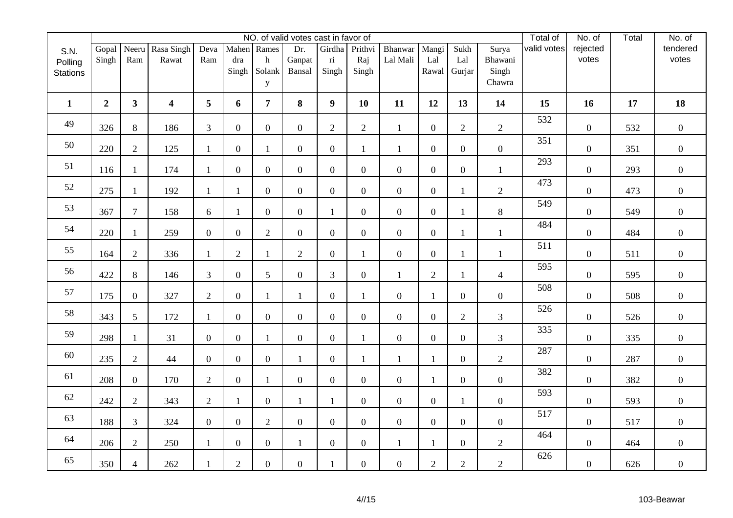| S.N. Polling Stations | NO. of valid votes cast in favor of | | | | | | | | | | | | | Total of valid votes | No. of rejected votes | Total | No. of tendered votes |
|---|---|---|---|---|---|---|---|---|---|---|---|---|---|---|---|---|---|
| | Gopal Singh | Neeru Ram | Rasa Singh Rawat | Deva Ram | Mahendra Singh | Ramesh Solanky | Dr. Ganpat Bansal | Girdhari Singh | Prithvi Raj Singh | Bhanwar Lal Mali | Mangi Lal Rawal | Sukh Lal Gurjar | Surya Bhawani Singh Chawra | | | | |
| **1** | **2** | **3** | **4** | **5** | **6** | **7** | **8** | **9** | **10** | **11** | **12** | **13** | **14** | **15** | **16** | **17** | **18** |
| 49 | 326 | 8 | 186 | 3 | 0 | 0 | 0 | 2 | 2 | 1 | 0 | 2 | 2 | 532 | 0 | 532 | 0 |
| 50 | 220 | 2 | 125 | 1 | 0 | 1 | 0 | 0 | 1 | 1 | 0 | 0 | 0 | 351 | 0 | 351 | 0 |
| 51 | 116 | 1 | 174 | 1 | 0 | 0 | 0 | 0 | 0 | 0 | 0 | 0 | 1 | 293 | 0 | 293 | 0 |
| 52 | 275 | 1 | 192 | 1 | 1 | 0 | 0 | 0 | 0 | 0 | 0 | 1 | 2 | 473 | 0 | 473 | 0 |
| 53 | 367 | 7 | 158 | 6 | 1 | 0 | 0 | 1 | 0 | 0 | 0 | 1 | 8 | 549 | 0 | 549 | 0 |
| 54 | 220 | 1 | 259 | 0 | 0 | 2 | 0 | 0 | 0 | 0 | 0 | 1 | 1 | 484 | 0 | 484 | 0 |
| 55 | 164 | 2 | 336 | 1 | 2 | 1 | 2 | 0 | 1 | 0 | 0 | 1 | 1 | 511 | 0 | 511 | 0 |
| 56 | 422 | 8 | 146 | 3 | 0 | 5 | 0 | 3 | 0 | 1 | 2 | 1 | 4 | 595 | 0 | 595 | 0 |
| 57 | 175 | 0 | 327 | 2 | 0 | 1 | 1 | 0 | 1 | 0 | 1 | 0 | 0 | 508 | 0 | 508 | 0 |
| 58 | 343 | 5 | 172 | 1 | 0 | 0 | 0 | 0 | 0 | 0 | 0 | 2 | 3 | 526 | 0 | 526 | 0 |
| 59 | 298 | 1 | 31 | 0 | 0 | 1 | 0 | 0 | 1 | 0 | 0 | 0 | 3 | 335 | 0 | 335 | 0 |
| 60 | 235 | 2 | 44 | 0 | 0 | 0 | 1 | 0 | 1 | 1 | 1 | 0 | 2 | 287 | 0 | 287 | 0 |
| 61 | 208 | 0 | 170 | 2 | 0 | 1 | 0 | 0 | 0 | 0 | 1 | 0 | 0 | 382 | 0 | 382 | 0 |
| 62 | 242 | 2 | 343 | 2 | 1 | 0 | 1 | 1 | 0 | 0 | 0 | 1 | 0 | 593 | 0 | 593 | 0 |
| 63 | 188 | 3 | 324 | 0 | 0 | 2 | 0 | 0 | 0 | 0 | 0 | 0 | 0 | 517 | 0 | 517 | 0 |
| 64 | 206 | 2 | 250 | 1 | 0 | 0 | 1 | 0 | 0 | 1 | 1 | 0 | 2 | 464 | 0 | 464 | 0 |
| 65 | 350 | 4 | 262 | 1 | 2 | 0 | 0 | 1 | 0 | 0 | 2 | 2 | 2 | 626 | 0 | 626 | 0 |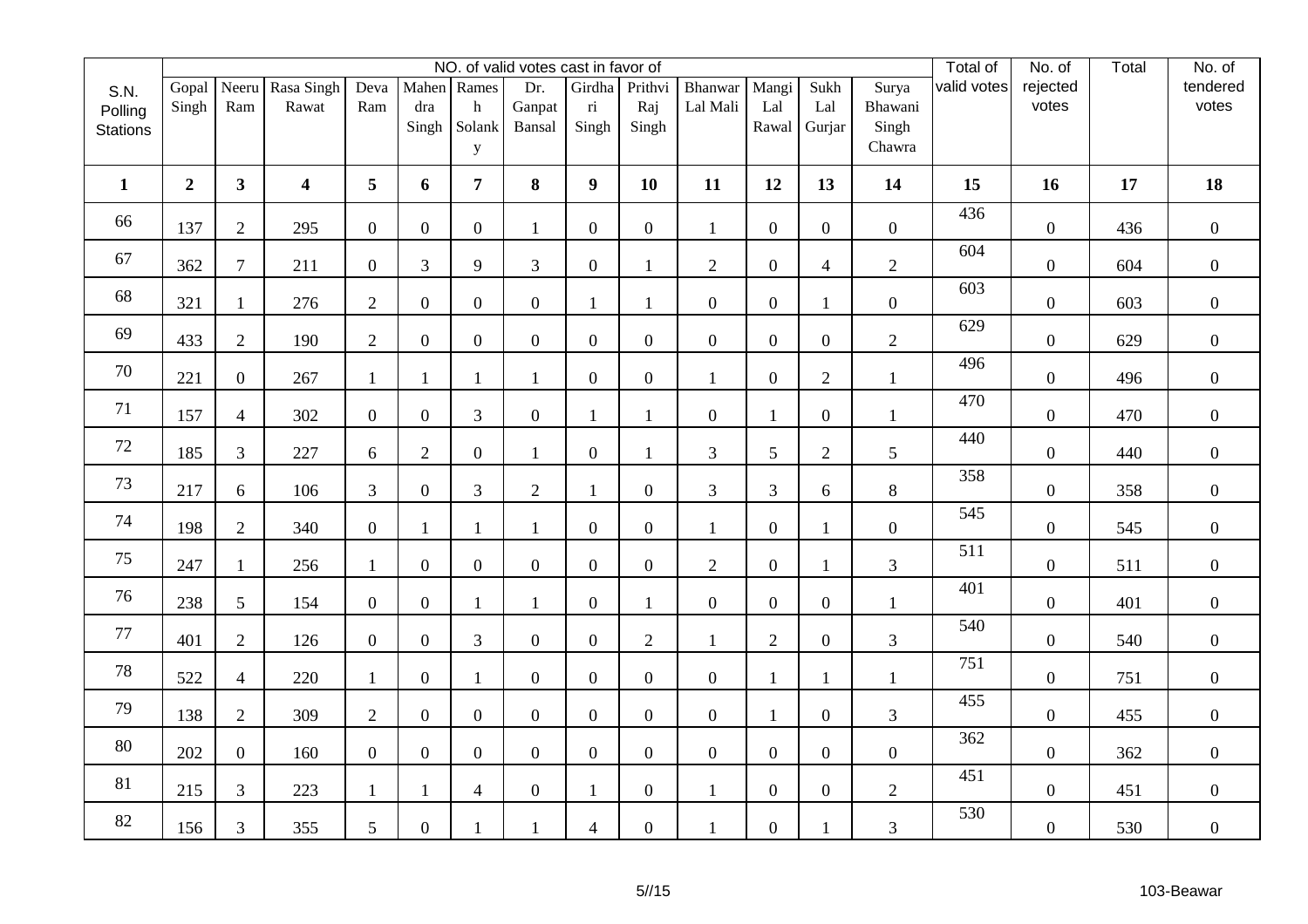| S.N. Polling Stations | NO. of valid votes cast in favor of | | | | | | | | | | | | | Total of valid votes | No. of rejected votes | Total | No. of tendered votes |
|---|---|---|---|---|---|---|---|---|---|---|---|---|---|---|---|---|---|
| | Gopal Singh | Neeru Ram | Rasa Singh Rawat | Deva Ram | Mahendra Singh | Ramesh Solanky | Dr. Ganpat Bansal | Girdhari Singh | Prithvi Raj Singh | Bhanwar Lal Mali | Mangi Lal Rawal | Sukh Lal Gurjar | Surya Bhawani Singh Chawra | | | | |
| **1** | **2** | **3** | **4** | **5** | **6** | **7** | **8** | **9** | **10** | **11** | **12** | **13** | **14** | **15** | **16** | **17** | **18** |
| 66 | 137 | 2 | 295 | 0 | 0 | 0 | 1 | 0 | 0 | 1 | 0 | 0 | 0 | 436 | 0 | 436 | 0 |
| 67 | 362 | 7 | 211 | 0 | 3 | 9 | 3 | 0 | 1 | 2 | 0 | 4 | 2 | 604 | 0 | 604 | 0 |
| 68 | 321 | 1 | 276 | 2 | 0 | 0 | 0 | 1 | 1 | 0 | 0 | 1 | 0 | 603 | 0 | 603 | 0 |
| 69 | 433 | 2 | 190 | 2 | 0 | 0 | 0 | 0 | 0 | 0 | 0 | 0 | 2 | 629 | 0 | 629 | 0 |
| 70 | 221 | 0 | 267 | 1 | 1 | 1 | 1 | 0 | 0 | 1 | 0 | 2 | 1 | 496 | 0 | 496 | 0 |
| 71 | 157 | 4 | 302 | 0 | 0 | 3 | 0 | 1 | 1 | 0 | 1 | 0 | 1 | 470 | 0 | 470 | 0 |
| 72 | 185 | 3 | 227 | 6 | 2 | 0 | 1 | 0 | 1 | 3 | 5 | 2 | 5 | 440 | 0 | 440 | 0 |
| 73 | 217 | 6 | 106 | 3 | 0 | 3 | 2 | 1 | 0 | 3 | 3 | 6 | 8 | 358 | 0 | 358 | 0 |
| 74 | 198 | 2 | 340 | 0 | 1 | 1 | 1 | 0 | 0 | 1 | 0 | 1 | 0 | 545 | 0 | 545 | 0 |
| 75 | 247 | 1 | 256 | 1 | 0 | 0 | 0 | 0 | 0 | 2 | 0 | 1 | 3 | 511 | 0 | 511 | 0 |
| 76 | 238 | 5 | 154 | 0 | 0 | 1 | 1 | 0 | 1 | 0 | 0 | 0 | 1 | 401 | 0 | 401 | 0 |
| 77 | 401 | 2 | 126 | 0 | 0 | 3 | 0 | 0 | 2 | 1 | 2 | 0 | 3 | 540 | 0 | 540 | 0 |
| 78 | 522 | 4 | 220 | 1 | 0 | 1 | 0 | 0 | 0 | 0 | 1 | 1 | 1 | 751 | 0 | 751 | 0 |
| 79 | 138 | 2 | 309 | 2 | 0 | 0 | 0 | 0 | 0 | 0 | 1 | 0 | 3 | 455 | 0 | 455 | 0 |
| 80 | 202 | 0 | 160 | 0 | 0 | 0 | 0 | 0 | 0 | 0 | 0 | 0 | 0 | 362 | 0 | 362 | 0 |
| 81 | 215 | 3 | 223 | 1 | 1 | 4 | 0 | 1 | 0 | 1 | 0 | 0 | 2 | 451 | 0 | 451 | 0 |
| 82 | 156 | 3 | 355 | 5 | 0 | 1 | 1 | 4 | 0 | 1 | 0 | 1 | 3 | 530 | 0 | 530 | 0 |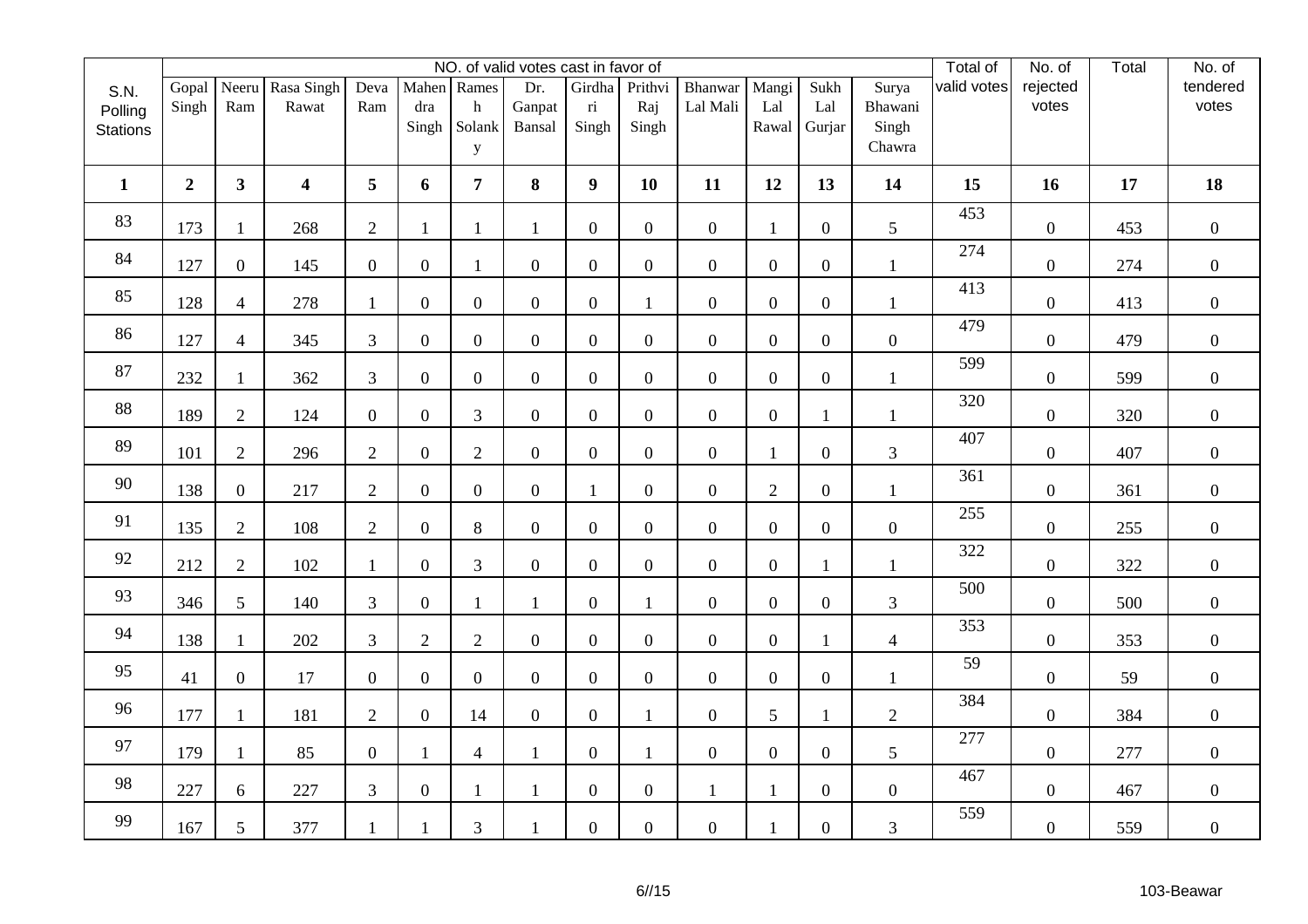| S.N. Polling Stations | NO. of valid votes cast in favor of | | | | | | | | | | | | | Total of valid votes | No. of rejected votes | Total | No. of tendered votes |
|---|---|---|---|---|---|---|---|---|---|---|---|---|---|---|---|---|---|
| | Gopal Singh | Neeru Ram | Rasa Singh Rawat | Deva Ram | Mahendra Singh | Ramesh Solanky | Dr. Ganpat Bansal | Girdhari Singh | Prithvi Raj Singh | Bhanwar Lal Mali | Mangi Lal Rawal | Sukh Lal Gurjar | Surya Bhawani Singh Chawra | | | | |
| **1** | **2** | **3** | **4** | **5** | **6** | **7** | **8** | **9** | **10** | **11** | **12** | **13** | **14** | **15** | **16** | **17** | **18** |
| 83 | 173 | 1 | 268 | 2 | 1 | 1 | 1 | 0 | 0 | 0 | 1 | 0 | 5 | 453 | 0 | 453 | 0 |
| 84 | 127 | 0 | 145 | 0 | 0 | 1 | 0 | 0 | 0 | 0 | 0 | 0 | 1 | 274 | 0 | 274 | 0 |
| 85 | 128 | 4 | 278 | 1 | 0 | 0 | 0 | 0 | 1 | 0 | 0 | 0 | 1 | 413 | 0 | 413 | 0 |
| 86 | 127 | 4 | 345 | 3 | 0 | 0 | 0 | 0 | 0 | 0 | 0 | 0 | 0 | 479 | 0 | 479 | 0 |
| 87 | 232 | 1 | 362 | 3 | 0 | 0 | 0 | 0 | 0 | 0 | 0 | 0 | 1 | 599 | 0 | 599 | 0 |
| 88 | 189 | 2 | 124 | 0 | 0 | 3 | 0 | 0 | 0 | 0 | 0 | 1 | 1 | 320 | 0 | 320 | 0 |
| 89 | 101 | 2 | 296 | 2 | 0 | 2 | 0 | 0 | 0 | 0 | 1 | 0 | 3 | 407 | 0 | 407 | 0 |
| 90 | 138 | 0 | 217 | 2 | 0 | 0 | 0 | 1 | 0 | 0 | 2 | 0 | 1 | 361 | 0 | 361 | 0 |
| 91 | 135 | 2 | 108 | 2 | 0 | 8 | 0 | 0 | 0 | 0 | 0 | 0 | 0 | 255 | 0 | 255 | 0 |
| 92 | 212 | 2 | 102 | 1 | 0 | 3 | 0 | 0 | 0 | 0 | 0 | 1 | 1 | 322 | 0 | 322 | 0 |
| 93 | 346 | 5 | 140 | 3 | 0 | 1 | 1 | 0 | 1 | 0 | 0 | 0 | 3 | 500 | 0 | 500 | 0 |
| 94 | 138 | 1 | 202 | 3 | 2 | 2 | 0 | 0 | 0 | 0 | 0 | 1 | 4 | 353 | 0 | 353 | 0 |
| 95 | 41 | 0 | 17 | 0 | 0 | 0 | 0 | 0 | 0 | 0 | 0 | 0 | 1 | 59 | 0 | 59 | 0 |
| 96 | 177 | 1 | 181 | 2 | 0 | 14 | 0 | 0 | 1 | 0 | 5 | 1 | 2 | 384 | 0 | 384 | 0 |
| 97 | 179 | 1 | 85 | 0 | 1 | 4 | 1 | 0 | 1 | 0 | 0 | 0 | 5 | 277 | 0 | 277 | 0 |
| 98 | 227 | 6 | 227 | 3 | 0 | 1 | 1 | 0 | 0 | 1 | 1 | 0 | 0 | 467 | 0 | 467 | 0 |
| 99 | 167 | 5 | 377 | 1 | 1 | 3 | 1 | 0 | 0 | 0 | 1 | 0 | 3 | 559 | 0 | 559 | 0 |

103-Beawar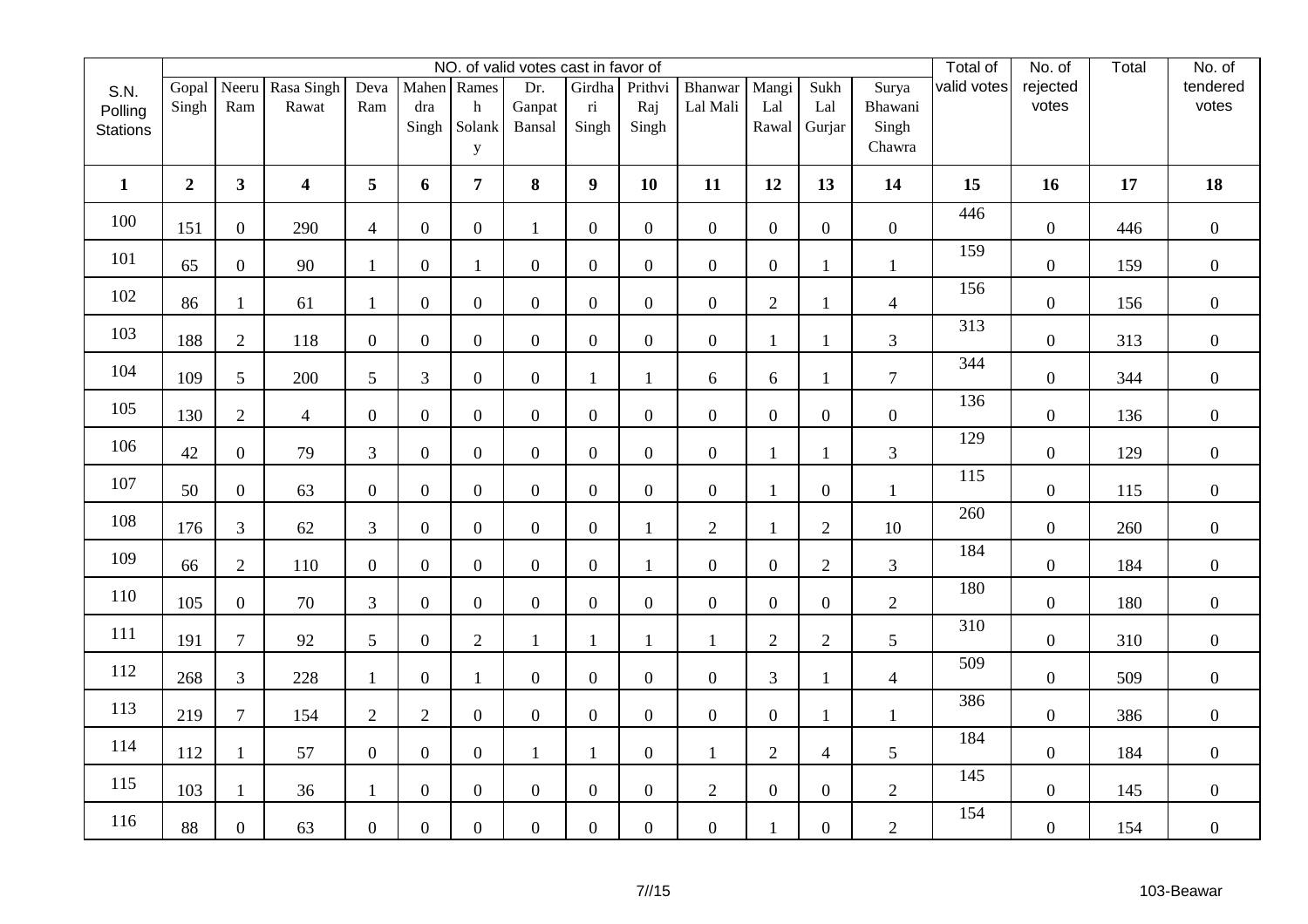| S.N. Polling Stations | NO. of valid votes cast in favor of | | | | | | | | | | | | | Total of valid votes | No. of rejected votes | Total | No. of tendered votes |
|---|---|---|---|---|---|---|---|---|---|---|---|---|---|---|---|---|---|
| | Gopal Singh | Neeru Ram | Rasa Singh Rawat | Deva Ram | Mahendra Singh | Ramesh Solanky | Dr. Ganpat Bansal | Girdhari Singh | Prithvi Raj Singh | Bhanwar Lal Mali | Mangi Lal Rawal | Sukh Lal Gurjar | Surya Bhawani Singh Chawra | | | | |
| **1** | **2** | **3** | **4** | **5** | **6** | **7** | **8** | **9** | **10** | **11** | **12** | **13** | **14** | **15** | **16** | **17** | **18** |
| 100 | 151 | 0 | 290 | 4 | 0 | 0 | 1 | 0 | 0 | 0 | 0 | 0 | 0 | 446 | 0 | 446 | 0 |
| 101 | 65 | 0 | 90 | 1 | 0 | 1 | 0 | 0 | 0 | 0 | 0 | 1 | 1 | 159 | 0 | 159 | 0 |
| 102 | 86 | 1 | 61 | 1 | 0 | 0 | 0 | 0 | 0 | 0 | 2 | 1 | 4 | 156 | 0 | 156 | 0 |
| 103 | 188 | 2 | 118 | 0 | 0 | 0 | 0 | 0 | 0 | 0 | 1 | 1 | 3 | 313 | 0 | 313 | 0 |
| 104 | 109 | 5 | 200 | 5 | 3 | 0 | 0 | 1 | 1 | 6 | 6 | 1 | 7 | 344 | 0 | 344 | 0 |
| 105 | 130 | 2 | 4 | 0 | 0 | 0 | 0 | 0 | 0 | 0 | 0 | 0 | 0 | 136 | 0 | 136 | 0 |
| 106 | 42 | 0 | 79 | 3 | 0 | 0 | 0 | 0 | 0 | 0 | 1 | 1 | 3 | 129 | 0 | 129 | 0 |
| 107 | 50 | 0 | 63 | 0 | 0 | 0 | 0 | 0 | 0 | 0 | 1 | 0 | 1 | 115 | 0 | 115 | 0 |
| 108 | 176 | 3 | 62 | 3 | 0 | 0 | 0 | 0 | 1 | 2 | 1 | 2 | 10 | 260 | 0 | 260 | 0 |
| 109 | 66 | 2 | 110 | 0 | 0 | 0 | 0 | 0 | 1 | 0 | 0 | 2 | 3 | 184 | 0 | 184 | 0 |
| 110 | 105 | 0 | 70 | 3 | 0 | 0 | 0 | 0 | 0 | 0 | 0 | 0 | 2 | 180 | 0 | 180 | 0 |
| 111 | 191 | 7 | 92 | 5 | 0 | 2 | 1 | 1 | 1 | 1 | 2 | 2 | 5 | 310 | 0 | 310 | 0 |
| 112 | 268 | 3 | 228 | 1 | 0 | 1 | 0 | 0 | 0 | 0 | 3 | 1 | 4 | 509 | 0 | 509 | 0 |
| 113 | 219 | 7 | 154 | 2 | 2 | 0 | 0 | 0 | 0 | 0 | 0 | 1 | 1 | 386 | 0 | 386 | 0 |
| 114 | 112 | 1 | 57 | 0 | 0 | 0 | 1 | 1 | 0 | 1 | 2 | 4 | 5 | 184 | 0 | 184 | 0 |
| 115 | 103 | 1 | 36 | 1 | 0 | 0 | 0 | 0 | 0 | 2 | 0 | 0 | 2 | 145 | 0 | 145 | 0 |
| 116 | 88 | 0 | 63 | 0 | 0 | 0 | 0 | 0 | 0 | 0 | 1 | 0 | 2 | 154 | 0 | 154 | 0 |

103-Beawar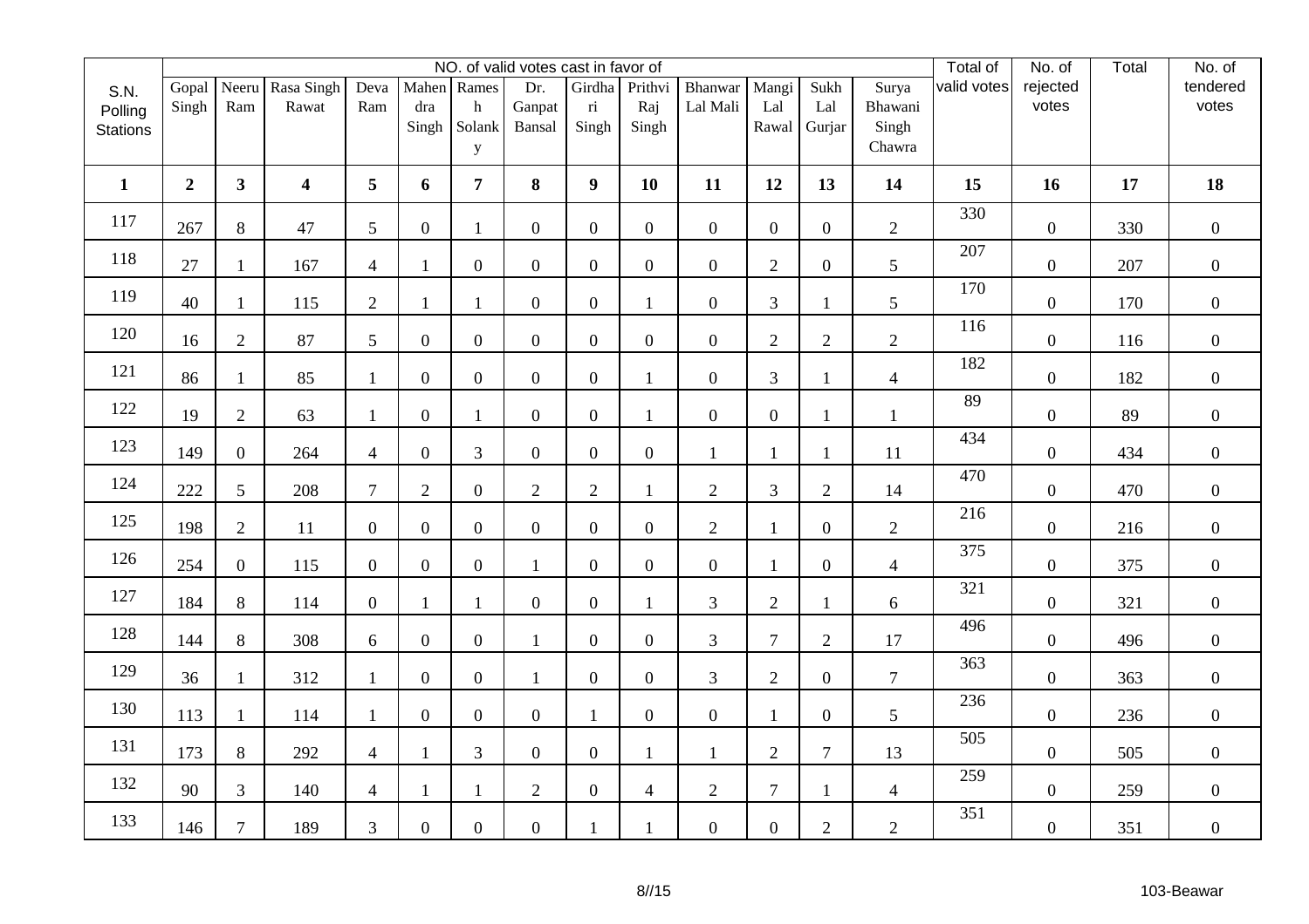| S.N. Polling Stations | NO. of valid votes cast in favor of | | | | | | | | | | | | | Total of valid votes | No. of rejected votes | Total | No. of tendered votes |
|---|---|---|---|---|---|---|---|---|---|---|---|---|---|---|---|---|---|
| | Gopal Singh | Neeru Ram | Rasa Singh Rawat | Deva Ram | Mahendra Singh | Ramesh Solanky | Dr. Ganpat Bansal | Girdhari Singh | Prithvi Raj Singh | Bhanwar Lal Mali | Mangi Lal Rawal | Sukh Lal Gurjar | Surya Bhawani Singh Chawra | | | | |
| **1** | **2** | **3** | **4** | **5** | **6** | **7** | **8** | **9** | **10** | **11** | **12** | **13** | **14** | **15** | **16** | **17** | **18** |
| 117 | 267 | 8 | 47 | 5 | 0 | 1 | 0 | 0 | 0 | 0 | 0 | 0 | 2 | 330 | 0 | 330 | 0 |
| 118 | 27 | 1 | 167 | 4 | 1 | 0 | 0 | 0 | 0 | 0 | 2 | 0 | 5 | 207 | 0 | 207 | 0 |
| 119 | 40 | 1 | 115 | 2 | 1 | 1 | 0 | 0 | 1 | 0 | 3 | 1 | 5 | 170 | 0 | 170 | 0 |
| 120 | 16 | 2 | 87 | 5 | 0 | 0 | 0 | 0 | 0 | 0 | 2 | 2 | 2 | 116 | 0 | 116 | 0 |
| 121 | 86 | 1 | 85 | 1 | 0 | 0 | 0 | 0 | 1 | 0 | 3 | 1 | 4 | 182 | 0 | 182 | 0 |
| 122 | 19 | 2 | 63 | 1 | 0 | 1 | 0 | 0 | 1 | 0 | 0 | 1 | 1 | 89 | 0 | 89 | 0 |
| 123 | 149 | 0 | 264 | 4 | 0 | 3 | 0 | 0 | 0 | 1 | 1 | 1 | 11 | 434 | 0 | 434 | 0 |
| 124 | 222 | 5 | 208 | 7 | 2 | 0 | 2 | 2 | 1 | 2 | 3 | 2 | 14 | 470 | 0 | 470 | 0 |
| 125 | 198 | 2 | 11 | 0 | 0 | 0 | 0 | 0 | 0 | 2 | 1 | 0 | 2 | 216 | 0 | 216 | 0 |
| 126 | 254 | 0 | 115 | 0 | 0 | 0 | 1 | 0 | 0 | 0 | 1 | 0 | 4 | 375 | 0 | 375 | 0 |
| 127 | 184 | 8 | 114 | 0 | 1 | 1 | 0 | 0 | 1 | 3 | 2 | 1 | 6 | 321 | 0 | 321 | 0 |
| 128 | 144 | 8 | 308 | 6 | 0 | 0 | 1 | 0 | 0 | 3 | 7 | 2 | 17 | 496 | 0 | 496 | 0 |
| 129 | 36 | 1 | 312 | 1 | 0 | 0 | 1 | 0 | 0 | 3 | 2 | 0 | 7 | 363 | 0 | 363 | 0 |
| 130 | 113 | 1 | 114 | 1 | 0 | 0 | 0 | 1 | 0 | 0 | 1 | 0 | 5 | 236 | 0 | 236 | 0 |
| 131 | 173 | 8 | 292 | 4 | 1 | 3 | 0 | 0 | 1 | 1 | 2 | 7 | 13 | 505 | 0 | 505 | 0 |
| 132 | 90 | 3 | 140 | 4 | 1 | 1 | 2 | 0 | 4 | 2 | 7 | 1 | 4 | 259 | 0 | 259 | 0 |
| 133 | 146 | 7 | 189 | 3 | 0 | 0 | 0 | 1 | 1 | 0 | 0 | 2 | 2 | 351 | 0 | 351 | 0 |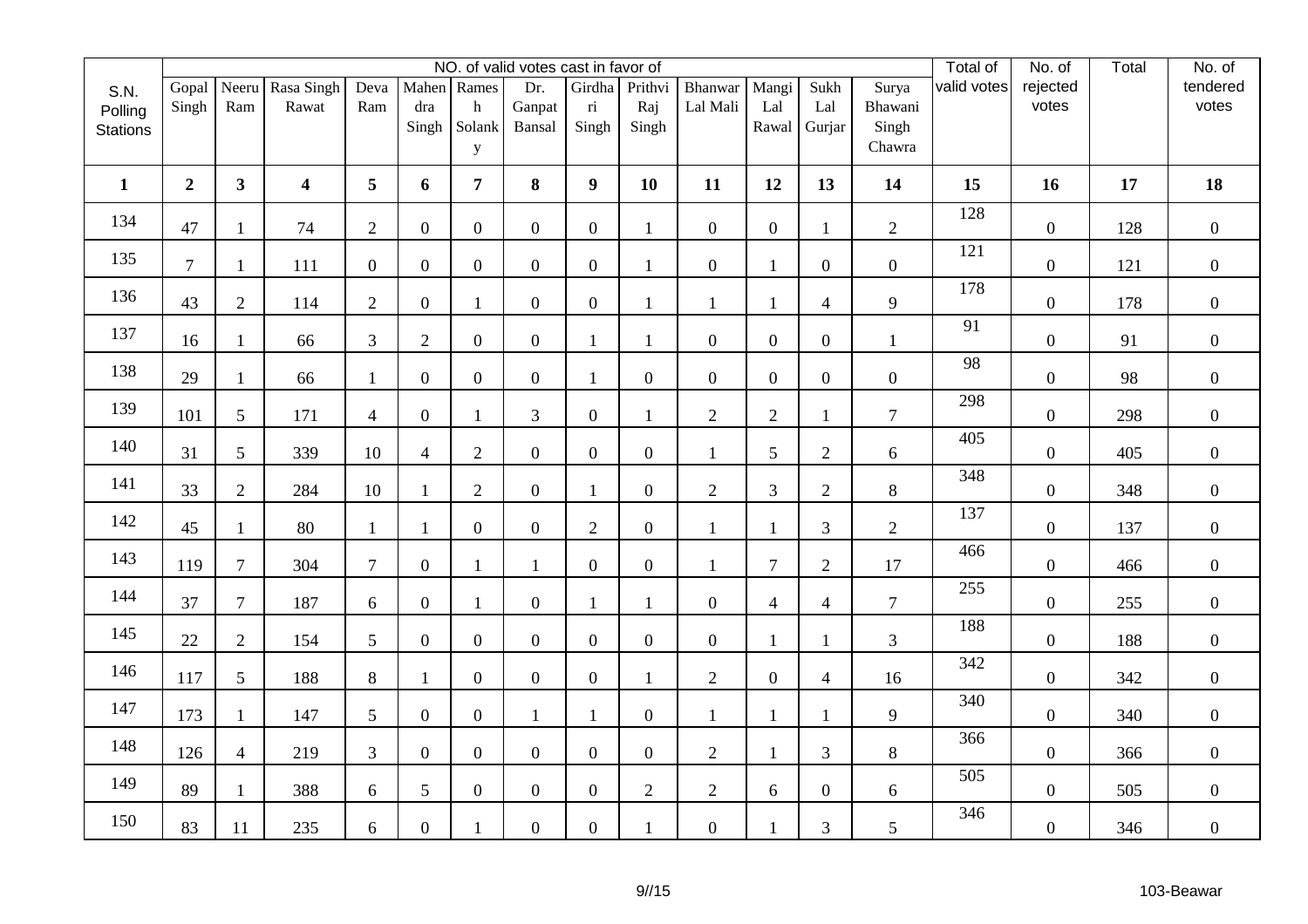| S.N. Polling Stations | NO. of valid votes cast in favor of | | | | | | | | | | | | | Total of valid votes | No. of rejected votes | Total | No. of tendered votes |
|---|---|---|---|---|---|---|---|---|---|---|---|---|---|---|---|---|---|
| | Gopal Singh | Neeru Ram | Rasa Singh Rawat | Deva Ram | Mahendra Singh | Ramesh Solanky | Dr. Ganpat Bansal | Girdhari Singh | Prithvi Raj Singh | Bhanwar Lal Mali | Mangi Lal Rawal | Sukh Lal Gurjar | Surya Bhawani Singh Chawra | | | | |
| **1** | **2** | **3** | **4** | **5** | **6** | **7** | **8** | **9** | **10** | **11** | **12** | **13** | **14** | **15** | **16** | **17** | **18** |
| 134 | 47 | 1 | 74 | 2 | 0 | 0 | 0 | 0 | 1 | 0 | 0 | 1 | 2 | 128 | 0 | 128 | 0 |
| 135 | 7 | 1 | 111 | 0 | 0 | 0 | 0 | 0 | 1 | 0 | 1 | 0 | 0 | 121 | 0 | 121 | 0 |
| 136 | 43 | 2 | 114 | 2 | 0 | 1 | 0 | 0 | 1 | 1 | 1 | 4 | 9 | 178 | 0 | 178 | 0 |
| 137 | 16 | 1 | 66 | 3 | 2 | 0 | 0 | 1 | 1 | 0 | 0 | 0 | 1 | 91 | 0 | 91 | 0 |
| 138 | 29 | 1 | 66 | 1 | 0 | 0 | 0 | 1 | 0 | 0 | 0 | 0 | 0 | 98 | 0 | 98 | 0 |
| 139 | 101 | 5 | 171 | 4 | 0 | 1 | 3 | 0 | 1 | 2 | 2 | 1 | 7 | 298 | 0 | 298 | 0 |
| 140 | 31 | 5 | 339 | 10 | 4 | 2 | 0 | 0 | 0 | 1 | 5 | 2 | 6 | 405 | 0 | 405 | 0 |
| 141 | 33 | 2 | 284 | 10 | 1 | 2 | 0 | 1 | 0 | 2 | 3 | 2 | 8 | 348 | 0 | 348 | 0 |
| 142 | 45 | 1 | 80 | 1 | 1 | 0 | 0 | 2 | 0 | 1 | 1 | 3 | 2 | 137 | 0 | 137 | 0 |
| 143 | 119 | 7 | 304 | 7 | 0 | 1 | 1 | 0 | 0 | 1 | 7 | 2 | 17 | 466 | 0 | 466 | 0 |
| 144 | 37 | 7 | 187 | 6 | 0 | 1 | 0 | 1 | 1 | 0 | 4 | 4 | 7 | 255 | 0 | 255 | 0 |
| 145 | 22 | 2 | 154 | 5 | 0 | 0 | 0 | 0 | 0 | 0 | 1 | 1 | 3 | 188 | 0 | 188 | 0 |
| 146 | 117 | 5 | 188 | 8 | 1 | 0 | 0 | 0 | 1 | 2 | 0 | 4 | 16 | 342 | 0 | 342 | 0 |
| 147 | 173 | 1 | 147 | 5 | 0 | 0 | 1 | 1 | 0 | 1 | 1 | 1 | 9 | 340 | 0 | 340 | 0 |
| 148 | 126 | 4 | 219 | 3 | 0 | 0 | 0 | 0 | 0 | 2 | 1 | 3 | 8 | 366 | 0 | 366 | 0 |
| 149 | 89 | 1 | 388 | 6 | 5 | 0 | 0 | 0 | 2 | 2 | 6 | 0 | 6 | 505 | 0 | 505 | 0 |
| 150 | 83 | 11 | 235 | 6 | 0 | 1 | 0 | 0 | 1 | 0 | 1 | 3 | 5 | 346 | 0 | 346 | 0 |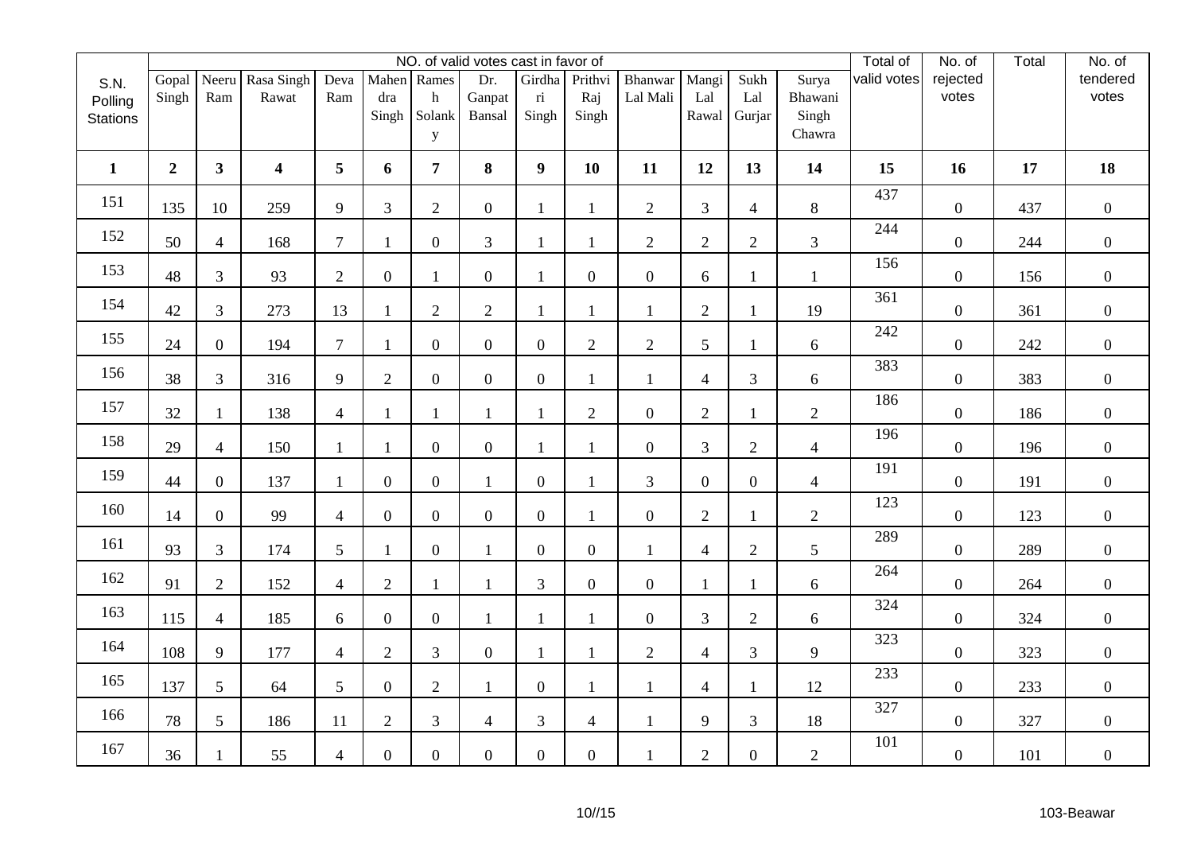| S.N. Polling Stations | NO. of valid votes cast in favor of | | | | | | | | | | | | | Total of valid votes | No. of rejected votes | Total | No. of tendered votes |
|---|---|---|---|---|---|---|---|---|---|---|---|---|---|---|---|---|---|
| | Gopal Singh | Neeru Ram | Rasa Singh Rawat | Deva Ram | Mahendra Singh | Ramesh Solanky | Dr. Ganpat Bansal | Girdhari Singh | Prithvi Raj Singh | Bhanwar Lal Mali | Mangi Lal Rawal | Sukh Lal Gurjar | Surya Bhawani Singh Chawra | | | | |
| **1** | **2** | **3** | **4** | **5** | **6** | **7** | **8** | **9** | **10** | **11** | **12** | **13** | **14** | **15** | **16** | **17** | **18** |
| 151 | 135 | 10 | 259 | 9 | 3 | 2 | 0 | 1 | 1 | 2 | 3 | 4 | 8 | 437 | 0 | 437 | 0 |
| 152 | 50 | 4 | 168 | 7 | 1 | 0 | 3 | 1 | 1 | 2 | 2 | 2 | 3 | 244 | 0 | 244 | 0 |
| 153 | 48 | 3 | 93 | 2 | 0 | 1 | 0 | 1 | 0 | 0 | 6 | 1 | 1 | 156 | 0 | 156 | 0 |
| 154 | 42 | 3 | 273 | 13 | 1 | 2 | 2 | 1 | 1 | 1 | 2 | 1 | 19 | 361 | 0 | 361 | 0 |
| 155 | 24 | 0 | 194 | 7 | 1 | 0 | 0 | 0 | 2 | 2 | 5 | 1 | 6 | 242 | 0 | 242 | 0 |
| 156 | 38 | 3 | 316 | 9 | 2 | 0 | 0 | 0 | 1 | 1 | 4 | 3 | 6 | 383 | 0 | 383 | 0 |
| 157 | 32 | 1 | 138 | 4 | 1 | 1 | 1 | 1 | 2 | 0 | 2 | 1 | 2 | 186 | 0 | 186 | 0 |
| 158 | 29 | 4 | 150 | 1 | 1 | 0 | 0 | 1 | 1 | 0 | 3 | 2 | 4 | 196 | 0 | 196 | 0 |
| 159 | 44 | 0 | 137 | 1 | 0 | 0 | 1 | 0 | 1 | 3 | 0 | 0 | 4 | 191 | 0 | 191 | 0 |
| 160 | 14 | 0 | 99 | 4 | 0 | 0 | 0 | 0 | 1 | 0 | 2 | 1 | 2 | 123 | 0 | 123 | 0 |
| 161 | 93 | 3 | 174 | 5 | 1 | 0 | 1 | 0 | 0 | 1 | 4 | 2 | 5 | 289 | 0 | 289 | 0 |
| 162 | 91 | 2 | 152 | 4 | 2 | 1 | 1 | 3 | 0 | 0 | 1 | 1 | 6 | 264 | 0 | 264 | 0 |
| 163 | 115 | 4 | 185 | 6 | 0 | 0 | 1 | 1 | 1 | 0 | 3 | 2 | 6 | 324 | 0 | 324 | 0 |
| 164 | 108 | 9 | 177 | 4 | 2 | 3 | 0 | 1 | 1 | 2 | 4 | 3 | 9 | 323 | 0 | 323 | 0 |
| 165 | 137 | 5 | 64 | 5 | 0 | 2 | 1 | 0 | 1 | 1 | 4 | 1 | 12 | 233 | 0 | 233 | 0 |
| 166 | 78 | 5 | 186 | 11 | 2 | 3 | 4 | 3 | 4 | 1 | 9 | 3 | 18 | 327 | 0 | 327 | 0 |
| 167 | 36 | 1 | 55 | 4 | 0 | 0 | 0 | 0 | 0 | 1 | 2 | 0 | 2 | 101 | 0 | 101 | 0 |

103-Beawar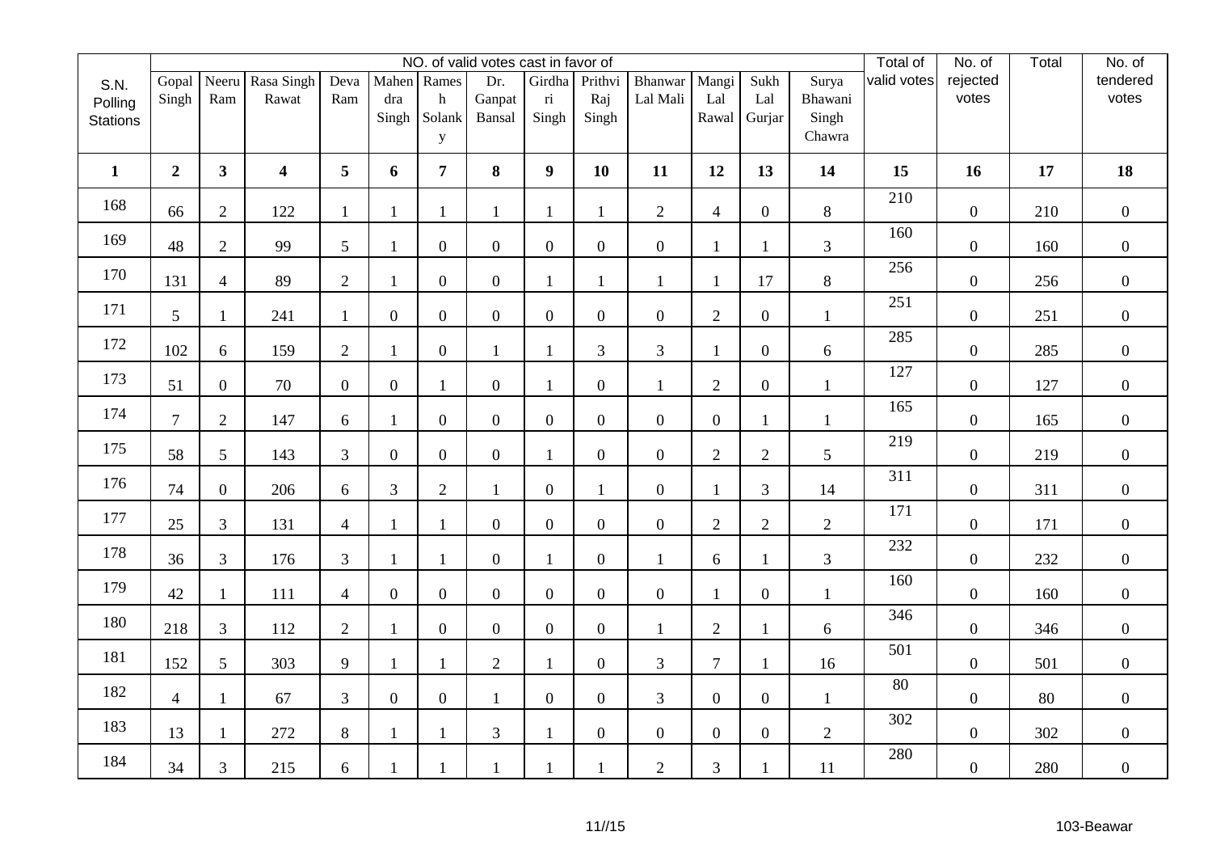| S.N. Polling Stations | NO. of valid votes cast in favor of | | | | | | | | | | | | | Total of valid votes | No. of rejected votes | Total | No. of tendered votes |
|---|---|---|---|---|---|---|---|---|---|---|---|---|---|---|---|---|---|
| | Gopal Singh | Neeru Ram | Rasa Singh Rawat | Deva Ram | Mahendra Singh | Ramesh Solanky | Dr. Ganpat Bansal | Girdhari Singh | Prithvi Raj Singh | Bhanwar Lal Mali | Mangi Lal Rawal | Sukh Lal Gurjar | Surya Bhawani Singh Chawra | | | | |
| **1** | **2** | **3** | **4** | **5** | **6** | **7** | **8** | **9** | **10** | **11** | **12** | **13** | **14** | **15** | **16** | **17** | **18** |
| 168 | 66 | 2 | 122 | 1 | 1 | 1 | 1 | 1 | 1 | 2 | 4 | 0 | 8 | 210 | 0 | 210 | 0 |
| 169 | 48 | 2 | 99 | 5 | 1 | 0 | 0 | 0 | 0 | 0 | 1 | 1 | 3 | 160 | 0 | 160 | 0 |
| 170 | 131 | 4 | 89 | 2 | 1 | 0 | 0 | 1 | 1 | 1 | 1 | 17 | 8 | 256 | 0 | 256 | 0 |
| 171 | 5 | 1 | 241 | 1 | 0 | 0 | 0 | 0 | 0 | 0 | 2 | 0 | 1 | 251 | 0 | 251 | 0 |
| 172 | 102 | 6 | 159 | 2 | 1 | 0 | 1 | 1 | 3 | 3 | 1 | 0 | 6 | 285 | 0 | 285 | 0 |
| 173 | 51 | 0 | 70 | 0 | 0 | 1 | 0 | 1 | 0 | 1 | 2 | 0 | 1 | 127 | 0 | 127 | 0 |
| 174 | 7 | 2 | 147 | 6 | 1 | 0 | 0 | 0 | 0 | 0 | 0 | 1 | 1 | 165 | 0 | 165 | 0 |
| 175 | 58 | 5 | 143 | 3 | 0 | 0 | 0 | 1 | 0 | 0 | 2 | 2 | 5 | 219 | 0 | 219 | 0 |
| 176 | 74 | 0 | 206 | 6 | 3 | 2 | 1 | 0 | 1 | 0 | 1 | 3 | 14 | 311 | 0 | 311 | 0 |
| 177 | 25 | 3 | 131 | 4 | 1 | 1 | 0 | 0 | 0 | 0 | 2 | 2 | 2 | 171 | 0 | 171 | 0 |
| 178 | 36 | 3 | 176 | 3 | 1 | 1 | 0 | 1 | 0 | 1 | 6 | 1 | 3 | 232 | 0 | 232 | 0 |
| 179 | 42 | 1 | 111 | 4 | 0 | 0 | 0 | 0 | 0 | 0 | 1 | 0 | 1 | 160 | 0 | 160 | 0 |
| 180 | 218 | 3 | 112 | 2 | 1 | 0 | 0 | 0 | 0 | 1 | 2 | 1 | 6 | 346 | 0 | 346 | 0 |
| 181 | 152 | 5 | 303 | 9 | 1 | 1 | 2 | 1 | 0 | 3 | 7 | 1 | 16 | 501 | 0 | 501 | 0 |
| 182 | 4 | 1 | 67 | 3 | 0 | 0 | 1 | 0 | 0 | 3 | 0 | 0 | 1 | 80 | 0 | 80 | 0 |
| 183 | 13 | 1 | 272 | 8 | 1 | 1 | 3 | 1 | 0 | 0 | 0 | 0 | 2 | 302 | 0 | 302 | 0 |
| 184 | 34 | 3 | 215 | 6 | 1 | 1 | 1 | 1 | 1 | 2 | 3 | 1 | 11 | 280 | 0 | 280 | 0 |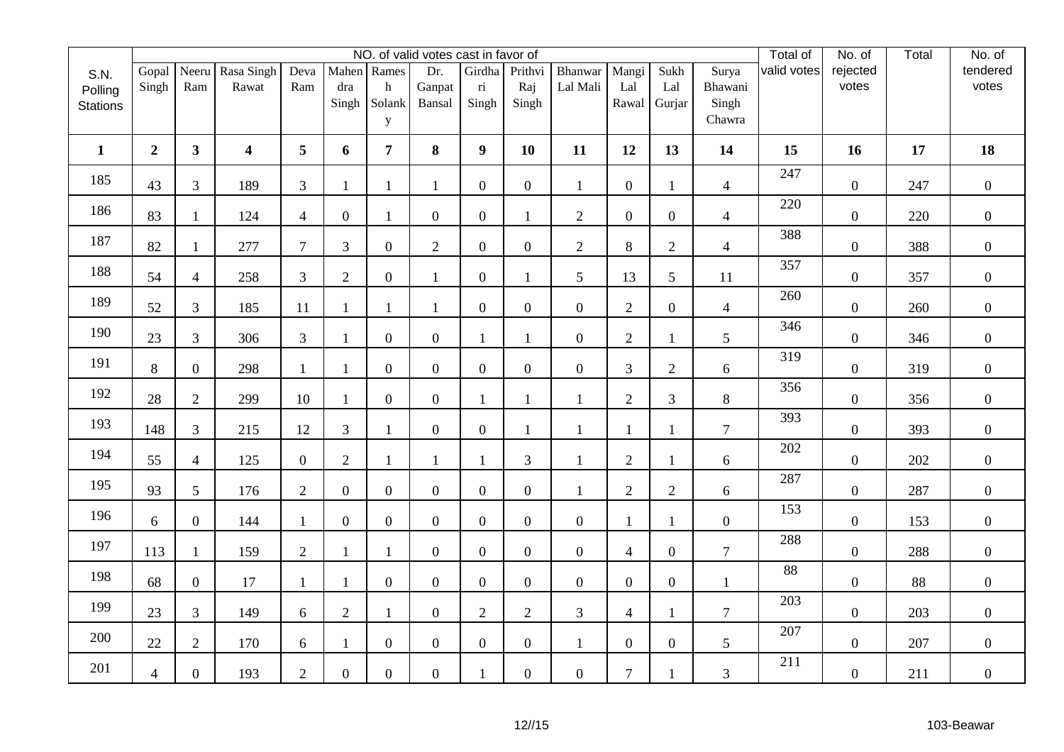| S.N. Polling Stations | NO. of valid votes cast in favor of | | | | | | | | | | | | | Total of valid votes | No. of rejected votes | Total | No. of tendered votes |
|---|---|---|---|---|---|---|---|---|---|---|---|---|---|---|---|---|---|
| | Gopal Singh | Neeru Ram | Rasa Singh Rawat | Deva Ram | Mahendra Singh | Ramesh Solanky | Dr. Ganpat Bansal | Girdhari Singh | Prithvi Raj Singh | Bhanwar Lal Mali | Mangi Lal Rawal | Sukh Lal Gurjar | Surya Bhawani Singh Chawra | | | | |
| **1** | **2** | **3** | **4** | **5** | **6** | **7** | **8** | **9** | **10** | **11** | **12** | **13** | **14** | **15** | **16** | **17** | **18** |
| 185 | 43 | 3 | 189 | 3 | 1 | 1 | 1 | 0 | 0 | 1 | 0 | 1 | 4 | 247 | 0 | 247 | 0 |
| 186 | 83 | 1 | 124 | 4 | 0 | 1 | 0 | 0 | 1 | 2 | 0 | 0 | 4 | 220 | 0 | 220 | 0 |
| 187 | 82 | 1 | 277 | 7 | 3 | 0 | 2 | 0 | 0 | 2 | 8 | 2 | 4 | 388 | 0 | 388 | 0 |
| 188 | 54 | 4 | 258 | 3 | 2 | 0 | 1 | 0 | 1 | 5 | 13 | 5 | 11 | 357 | 0 | 357 | 0 |
| 189 | 52 | 3 | 185 | 11 | 1 | 1 | 1 | 0 | 0 | 0 | 2 | 0 | 4 | 260 | 0 | 260 | 0 |
| 190 | 23 | 3 | 306 | 3 | 1 | 0 | 0 | 1 | 1 | 0 | 2 | 1 | 5 | 346 | 0 | 346 | 0 |
| 191 | 8 | 0 | 298 | 1 | 1 | 0 | 0 | 0 | 0 | 0 | 3 | 2 | 6 | 319 | 0 | 319 | 0 |
| 192 | 28 | 2 | 299 | 10 | 1 | 0 | 0 | 1 | 1 | 1 | 2 | 3 | 8 | 356 | 0 | 356 | 0 |
| 193 | 148 | 3 | 215 | 12 | 3 | 1 | 0 | 0 | 1 | 1 | 1 | 1 | 7 | 393 | 0 | 393 | 0 |
| 194 | 55 | 4 | 125 | 0 | 2 | 1 | 1 | 1 | 3 | 1 | 2 | 1 | 6 | 202 | 0 | 202 | 0 |
| 195 | 93 | 5 | 176 | 2 | 0 | 0 | 0 | 0 | 0 | 1 | 2 | 2 | 6 | 287 | 0 | 287 | 0 |
| 196 | 6 | 0 | 144 | 1 | 0 | 0 | 0 | 0 | 0 | 0 | 1 | 1 | 0 | 153 | 0 | 153 | 0 |
| 197 | 113 | 1 | 159 | 2 | 1 | 1 | 0 | 0 | 0 | 0 | 4 | 0 | 7 | 288 | 0 | 288 | 0 |
| 198 | 68 | 0 | 17 | 1 | 1 | 0 | 0 | 0 | 0 | 0 | 0 | 0 | 1 | 88 | 0 | 88 | 0 |
| 199 | 23 | 3 | 149 | 6 | 2 | 1 | 0 | 2 | 2 | 3 | 4 | 1 | 7 | 203 | 0 | 203 | 0 |
| 200 | 22 | 2 | 170 | 6 | 1 | 0 | 0 | 0 | 0 | 1 | 0 | 0 | 5 | 207 | 0 | 207 | 0 |
| 201 | 4 | 0 | 193 | 2 | 0 | 0 | 0 | 1 | 0 | 0 | 7 | 1 | 3 | 211 | 0 | 211 | 0 |

103-Beawar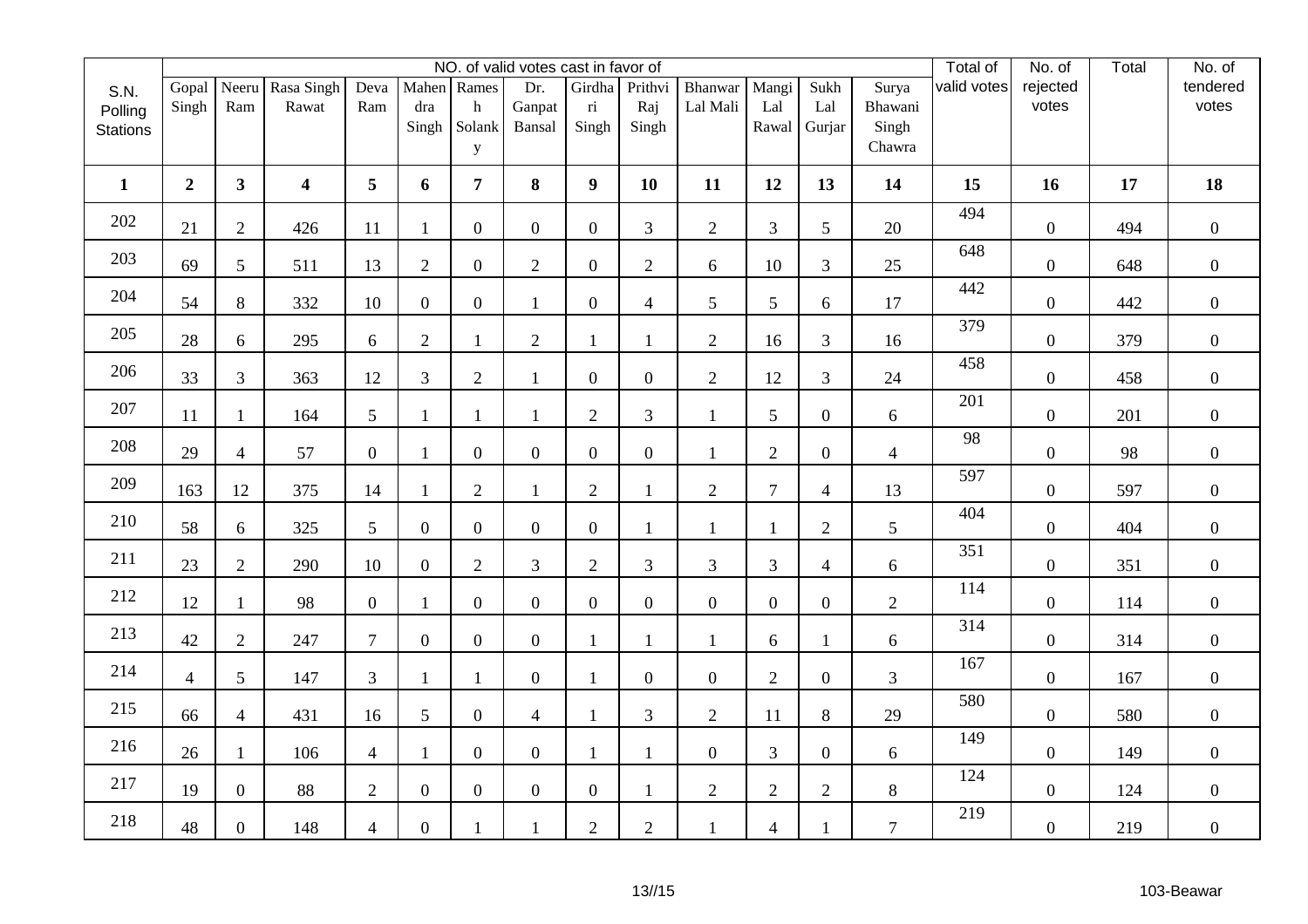| S.N. Polling Stations | NO. of valid votes cast in favor of | | | | | | | | | | | | | Total of valid votes | No. of rejected votes | Total | No. of tendered votes |
|---|---|---|---|---|---|---|---|---|---|---|---|---|---|---|---|---|---|
| | Gopal Singh | Neeru Ram | Rasa Singh Rawat | Deva Ram | Mahendra Singh | Ramesh Solanky | Dr. Ganpat Bansal | Girdhari Singh | Prithvi Raj Singh | Bhanwar Lal Mali | Mangi Lal Rawal | Sukh Lal Gurjar | Surya Bhawani Singh Chawra | | | | |
| **1** | **2** | **3** | **4** | **5** | **6** | **7** | **8** | **9** | **10** | **11** | **12** | **13** | **14** | **15** | **16** | **17** | **18** |
| 202 | 21 | 2 | 426 | 11 | 1 | 0 | 0 | 0 | 3 | 2 | 3 | 5 | 20 | 494 | 0 | 494 | 0 |
| 203 | 69 | 5 | 511 | 13 | 2 | 0 | 2 | 0 | 2 | 6 | 10 | 3 | 25 | 648 | 0 | 648 | 0 |
| 204 | 54 | 8 | 332 | 10 | 0 | 0 | 1 | 0 | 4 | 5 | 5 | 6 | 17 | 442 | 0 | 442 | 0 |
| 205 | 28 | 6 | 295 | 6 | 2 | 1 | 2 | 1 | 1 | 2 | 16 | 3 | 16 | 379 | 0 | 379 | 0 |
| 206 | 33 | 3 | 363 | 12 | 3 | 2 | 1 | 0 | 0 | 2 | 12 | 3 | 24 | 458 | 0 | 458 | 0 |
| 207 | 11 | 1 | 164 | 5 | 1 | 1 | 1 | 2 | 3 | 1 | 5 | 0 | 6 | 201 | 0 | 201 | 0 |
| 208 | 29 | 4 | 57 | 0 | 1 | 0 | 0 | 0 | 0 | 1 | 2 | 0 | 4 | 98 | 0 | 98 | 0 |
| 209 | 163 | 12 | 375 | 14 | 1 | 2 | 1 | 2 | 1 | 2 | 7 | 4 | 13 | 597 | 0 | 597 | 0 |
| 210 | 58 | 6 | 325 | 5 | 0 | 0 | 0 | 0 | 1 | 1 | 1 | 2 | 5 | 404 | 0 | 404 | 0 |
| 211 | 23 | 2 | 290 | 10 | 0 | 2 | 3 | 2 | 3 | 3 | 3 | 4 | 6 | 351 | 0 | 351 | 0 |
| 212 | 12 | 1 | 98 | 0 | 1 | 0 | 0 | 0 | 0 | 0 | 0 | 0 | 2 | 114 | 0 | 114 | 0 |
| 213 | 42 | 2 | 247 | 7 | 0 | 0 | 0 | 1 | 1 | 1 | 6 | 1 | 6 | 314 | 0 | 314 | 0 |
| 214 | 4 | 5 | 147 | 3 | 1 | 1 | 0 | 1 | 0 | 0 | 2 | 0 | 3 | 167 | 0 | 167 | 0 |
| 215 | 66 | 4 | 431 | 16 | 5 | 0 | 4 | 1 | 3 | 2 | 11 | 8 | 29 | 580 | 0 | 580 | 0 |
| 216 | 26 | 1 | 106 | 4 | 1 | 0 | 0 | 1 | 1 | 0 | 3 | 0 | 6 | 149 | 0 | 149 | 0 |
| 217 | 19 | 0 | 88 | 2 | 0 | 0 | 0 | 0 | 1 | 2 | 2 | 2 | 8 | 124 | 0 | 124 | 0 |
| 218 | 48 | 0 | 148 | 4 | 0 | 1 | 1 | 2 | 2 | 1 | 4 | 1 | 7 | 219 | 0 | 219 | 0 |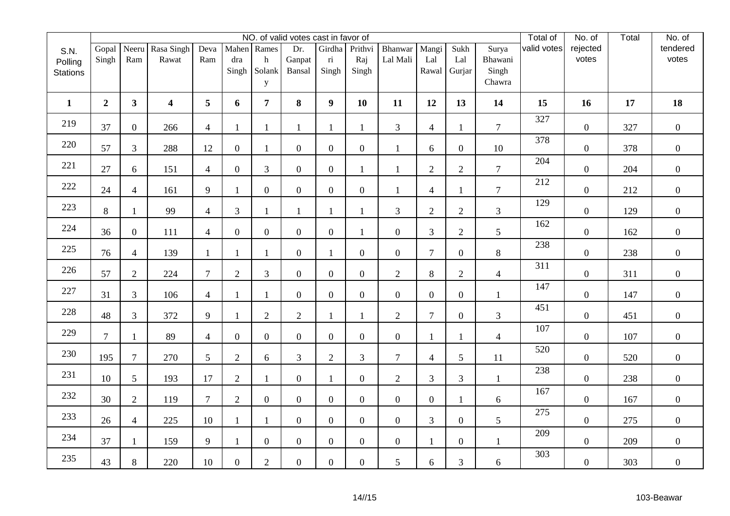| S.N. Polling Stations | NO. of valid votes cast in favor of | | | | | | | | | | | | | Total of valid votes | No. of rejected votes | Total | No. of tendered votes |
|---|---|---|---|---|---|---|---|---|---|---|---|---|---|---|---|---|---|
| | Gopal Singh | Neeru Ram | Rasa Singh Rawat | Deva Ram | Mahendra Singh | Ramesh Solanky | Dr. Ganpat Bansal | Girdhari Singh | Prithvi Raj Singh | Bhanwar Lal Mali | Mangi Lal Rawal | Sukh Lal Gurjar | Surya Bhawani Singh Chawra | | | | |
| **1** | **2** | **3** | **4** | **5** | **6** | **7** | **8** | **9** | **10** | **11** | **12** | **13** | **14** | **15** | **16** | **17** | **18** |
| 219 | 37 | 0 | 266 | 4 | 1 | 1 | 1 | 1 | 1 | 3 | 4 | 1 | 7 | 327 | 0 | 327 | 0 |
| 220 | 57 | 3 | 288 | 12 | 0 | 1 | 0 | 0 | 0 | 1 | 6 | 0 | 10 | 378 | 0 | 378 | 0 |
| 221 | 27 | 6 | 151 | 4 | 0 | 3 | 0 | 0 | 1 | 1 | 2 | 2 | 7 | 204 | 0 | 204 | 0 |
| 222 | 24 | 4 | 161 | 9 | 1 | 0 | 0 | 0 | 0 | 1 | 4 | 1 | 7 | 212 | 0 | 212 | 0 |
| 223 | 8 | 1 | 99 | 4 | 3 | 1 | 1 | 1 | 1 | 3 | 2 | 2 | 3 | 129 | 0 | 129 | 0 |
| 224 | 36 | 0 | 111 | 4 | 0 | 0 | 0 | 0 | 1 | 0 | 3 | 2 | 5 | 162 | 0 | 162 | 0 |
| 225 | 76 | 4 | 139 | 1 | 1 | 1 | 0 | 1 | 0 | 0 | 7 | 0 | 8 | 238 | 0 | 238 | 0 |
| 226 | 57 | 2 | 224 | 7 | 2 | 3 | 0 | 0 | 0 | 2 | 8 | 2 | 4 | 311 | 0 | 311 | 0 |
| 227 | 31 | 3 | 106 | 4 | 1 | 1 | 0 | 0 | 0 | 0 | 0 | 0 | 1 | 147 | 0 | 147 | 0 |
| 228 | 48 | 3 | 372 | 9 | 1 | 2 | 2 | 1 | 1 | 2 | 7 | 0 | 3 | 451 | 0 | 451 | 0 |
| 229 | 7 | 1 | 89 | 4 | 0 | 0 | 0 | 0 | 0 | 0 | 1 | 1 | 4 | 107 | 0 | 107 | 0 |
| 230 | 195 | 7 | 270 | 5 | 2 | 6 | 3 | 2 | 3 | 7 | 4 | 5 | 11 | 520 | 0 | 520 | 0 |
| 231 | 10 | 5 | 193 | 17 | 2 | 1 | 0 | 1 | 0 | 2 | 3 | 3 | 1 | 238 | 0 | 238 | 0 |
| 232 | 30 | 2 | 119 | 7 | 2 | 0 | 0 | 0 | 0 | 0 | 0 | 1 | 6 | 167 | 0 | 167 | 0 |
| 233 | 26 | 4 | 225 | 10 | 1 | 1 | 0 | 0 | 0 | 0 | 3 | 0 | 5 | 275 | 0 | 275 | 0 |
| 234 | 37 | 1 | 159 | 9 | 1 | 0 | 0 | 0 | 0 | 0 | 1 | 0 | 1 | 209 | 0 | 209 | 0 |
| 235 | 43 | 8 | 220 | 10 | 0 | 2 | 0 | 0 | 0 | 5 | 6 | 3 | 6 | 303 | 0 | 303 | 0 |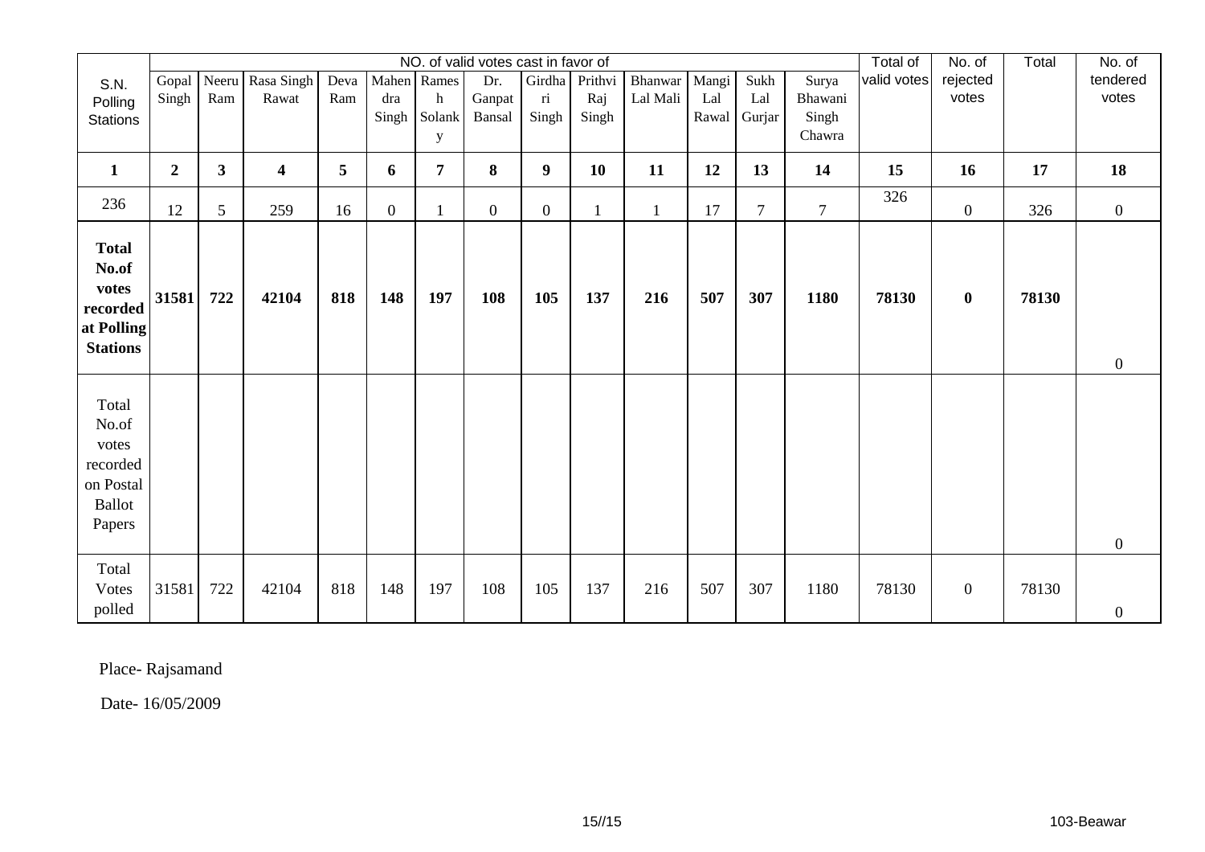| S.N. Polling Stations | NO. of valid votes cast in favor of | | | | | | | | | | | | | Total of valid votes | No. of rejected votes | Total | No. of tendered votes |
|---|---|---|---|---|---|---|---|---|---|---|---|---|---|---|---|---|---|
| | Gopal Singh | Neeru Ram | Rasa Singh Rawat | Deva Ram | Mahendra Singh | Ramesh Solanky | Dr. Ganpat Bansal | Girdhari Singh | Prithvi Raj Singh | Bhanwar Lal Mali | Mangi Lal Rawal | Sukh Lal Gurjar | Surya Bhawani Singh Chawra | | | | |
| **1** | **2** | **3** | **4** | **5** | **6** | **7** | **8** | **9** | **10** | **11** | **12** | **13** | **14** | **15** | **16** | **17** | **18** |
| 236 | 12 | 5 | 259 | 16 | 0 | 1 | 0 | 0 | 1 | 1 | 17 | 7 | 7 | 326 | 0 | 326 | 0 |
| **Total No.of votes recorded at Polling Stations** | **31581** | **722** | **42104** | **818** | **148** | **197** | **108** | **105** | **137** | **216** | **507** | **307** | **1180** | **78130** | **0** | **78130** | 0 |
| Total No.of votes recorded on Postal Ballot Papers | | | | | | | | | | | | | | | | | 0 |
| Total Votes polled | 31581 | 722 | 42104 | 818 | 148 | 197 | 108 | 105 | 137 | 216 | 507 | 307 | 1180 | 78130 | 0 | 78130 | 0 |

Place- Rajsamand

Date- 16/05/2009

103-Beawar